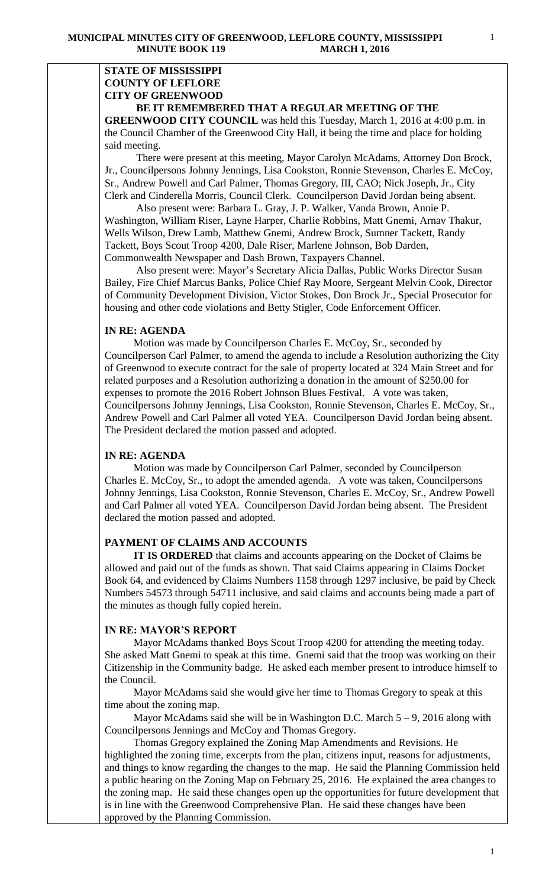**STATE OF MISSISSIPPI**
**COUNTY OF LEFLORE**
**CITY OF GREENWOOD**

**BE IT REMEMBERED THAT A REGULAR MEETING OF THE GREENWOOD CITY COUNCIL** was held this Tuesday, March 1, 2016 at 4:00 p.m. in the Council Chamber of the Greenwood City Hall, it being the time and place for holding said meeting.

There were present at this meeting, Mayor Carolyn McAdams, Attorney Don Brock, Jr., Councilpersons Johnny Jennings, Lisa Cookston, Ronnie Stevenson, Charles E. McCoy, Sr., Andrew Powell and Carl Palmer, Thomas Gregory, III, CAO; Nick Joseph, Jr., City Clerk and Cinderella Morris, Council Clerk. Councilperson David Jordan being absent.

Also present were: Barbara L. Gray, J. P. Walker, Vanda Brown, Annie P. Washington, William Riser, Layne Harper, Charlie Robbins, Matt Gnemi, Arnav Thakur, Wells Wilson, Drew Lamb, Matthew Gnemi, Andrew Brock, Sumner Tackett, Randy Tackett, Boys Scout Troop 4200, Dale Riser, Marlene Johnson, Bob Darden, Commonwealth Newspaper and Dash Brown, Taxpayers Channel.

Also present were: Mayor's Secretary Alicia Dallas, Public Works Director Susan Bailey, Fire Chief Marcus Banks, Police Chief Ray Moore, Sergeant Melvin Cook, Director of Community Development Division, Victor Stokes, Don Brock Jr., Special Prosecutor for housing and other code violations and Betty Stigler, Code Enforcement Officer.

**IN RE: AGENDA**

Motion was made by Councilperson Charles E. McCoy, Sr., seconded by Councilperson Carl Palmer, to amend the agenda to include a Resolution authorizing the City of Greenwood to execute contract for the sale of property located at 324 Main Street and for related purposes and a Resolution authorizing a donation in the amount of $250.00 for expenses to promote the 2016 Robert Johnson Blues Festival. A vote was taken, Councilpersons Johnny Jennings, Lisa Cookston, Ronnie Stevenson, Charles E. McCoy, Sr., Andrew Powell and Carl Palmer all voted YEA. Councilperson David Jordan being absent. The President declared the motion passed and adopted.

**IN RE: AGENDA**

Motion was made by Councilperson Carl Palmer, seconded by Councilperson Charles E. McCoy, Sr., to adopt the amended agenda. A vote was taken, Councilpersons Johnny Jennings, Lisa Cookston, Ronnie Stevenson, Charles E. McCoy, Sr., Andrew Powell and Carl Palmer all voted YEA. Councilperson David Jordan being absent. The President declared the motion passed and adopted.

**PAYMENT OF CLAIMS AND ACCOUNTS**

**IT IS ORDERED** that claims and accounts appearing on the Docket of Claims be allowed and paid out of the funds as shown. That said Claims appearing in Claims Docket Book 64, and evidenced by Claims Numbers 1158 through 1297 inclusive, be paid by Check Numbers 54573 through 54711 inclusive, and said claims and accounts being made a part of the minutes as though fully copied herein.

**IN RE: MAYOR'S REPORT**

Mayor McAdams thanked Boys Scout Troop 4200 for attending the meeting today. She asked Matt Gnemi to speak at this time. Gnemi said that the troop was working on their Citizenship in the Community badge. He asked each member present to introduce himself to the Council.

Mayor McAdams said she would give her time to Thomas Gregory to speak at this time about the zoning map.

Mayor McAdams said she will be in Washington D.C. March 5 – 9, 2016 along with Councilpersons Jennings and McCoy and Thomas Gregory.

Thomas Gregory explained the Zoning Map Amendments and Revisions. He highlighted the zoning time, excerpts from the plan, citizens input, reasons for adjustments, and things to know regarding the changes to the map. He said the Planning Commission held a public hearing on the Zoning Map on February 25, 2016. He explained the area changes to the zoning map. He said these changes open up the opportunities for future development that is in line with the Greenwood Comprehensive Plan. He said these changes have been approved by the Planning Commission.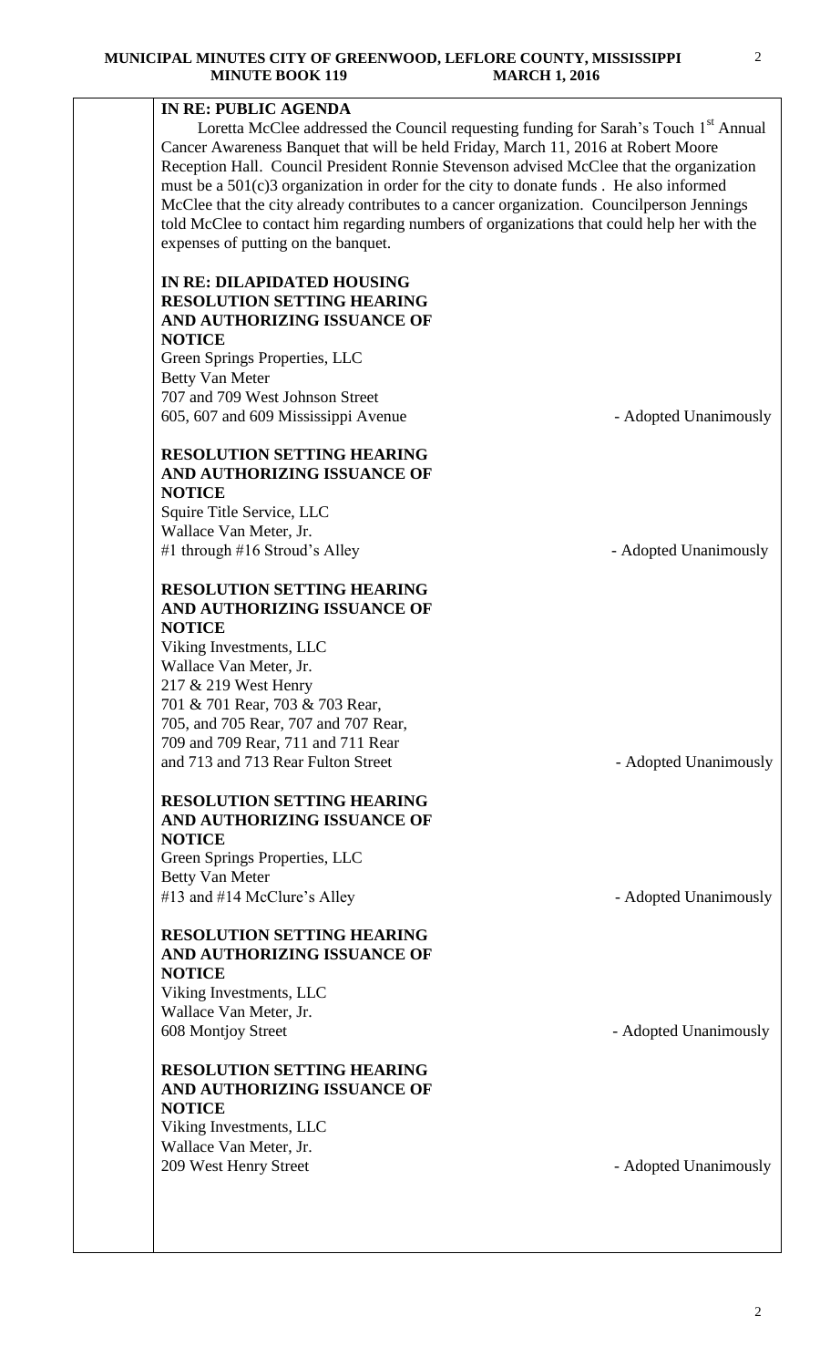**IN RE: PUBLIC AGENDA**

Loretta McClee addressed the Council requesting funding for Sarah's Touch 1st Annual Cancer Awareness Banquet that will be held Friday, March 11, 2016 at Robert Moore Reception Hall. Council President Ronnie Stevenson advised McClee that the organization must be a 501(c)3 organization in order for the city to donate funds . He also informed McClee that the city already contributes to a cancer organization. Councilperson Jennings told McClee to contact him regarding numbers of organizations that could help her with the expenses of putting on the banquet.

**IN RE: DILAPIDATED HOUSING**
**RESOLUTION SETTING HEARING AND AUTHORIZING ISSUANCE OF NOTICE**
Green Springs Properties, LLC
Betty Van Meter
707 and 709 West Johnson Street
605, 607 and 609 Mississippi Avenue - Adopted Unanimously

**RESOLUTION SETTING HEARING AND AUTHORIZING ISSUANCE OF NOTICE**
Squire Title Service, LLC
Wallace Van Meter, Jr.
#1 through #16 Stroud's Alley - Adopted Unanimously

**RESOLUTION SETTING HEARING AND AUTHORIZING ISSUANCE OF NOTICE**
Viking Investments, LLC
Wallace Van Meter, Jr.
217 & 219 West Henry
701 & 701 Rear, 703 & 703 Rear,
705, and 705 Rear, 707 and 707 Rear,
709 and 709 Rear, 711 and 711 Rear
and 713 and 713 Rear Fulton Street - Adopted Unanimously

**RESOLUTION SETTING HEARING AND AUTHORIZING ISSUANCE OF NOTICE**
Green Springs Properties, LLC
Betty Van Meter
#13 and #14 McClure's Alley - Adopted Unanimously

**RESOLUTION SETTING HEARING AND AUTHORIZING ISSUANCE OF NOTICE**
Viking Investments, LLC
Wallace Van Meter, Jr.
608 Montjoy Street - Adopted Unanimously

**RESOLUTION SETTING HEARING AND AUTHORIZING ISSUANCE OF NOTICE**
Viking Investments, LLC
Wallace Van Meter, Jr.
209 West Henry Street - Adopted Unanimously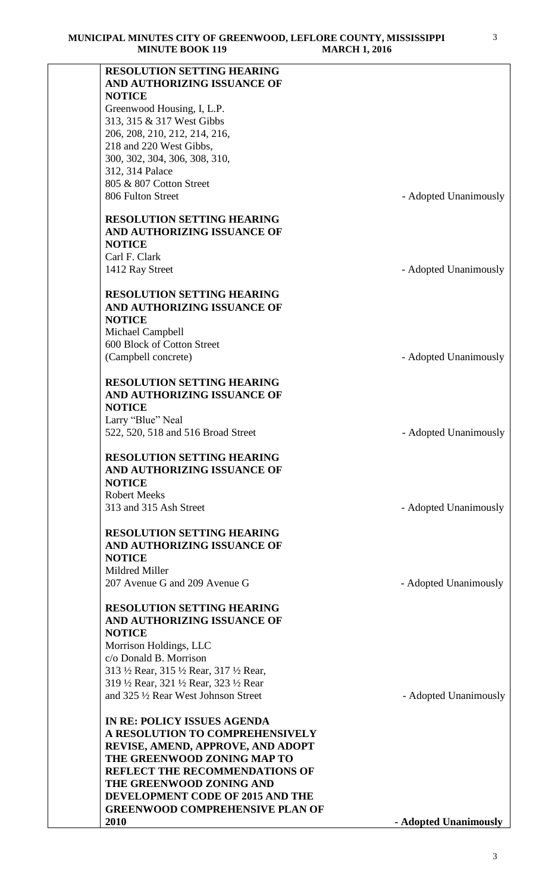**RESOLUTION SETTING HEARING AND AUTHORIZING ISSUANCE OF NOTICE**
Greenwood Housing, I, L.P.
313, 315 & 317 West Gibbs
206, 208, 210, 212, 214, 216,
218 and 220 West Gibbs,
300, 302, 304, 306, 308, 310,
312, 314 Palace
805 & 807 Cotton Street
806 Fulton Street - Adopted Unanimously

**RESOLUTION SETTING HEARING AND AUTHORIZING ISSUANCE OF NOTICE**
Carl F. Clark
1412 Ray Street - Adopted Unanimously

**RESOLUTION SETTING HEARING AND AUTHORIZING ISSUANCE OF NOTICE**
Michael Campbell
600 Block of Cotton Street
(Campbell concrete) - Adopted Unanimously

**RESOLUTION SETTING HEARING AND AUTHORIZING ISSUANCE OF NOTICE**
Larry "Blue" Neal
522, 520, 518 and 516 Broad Street - Adopted Unanimously

**RESOLUTION SETTING HEARING AND AUTHORIZING ISSUANCE OF NOTICE**
Robert Meeks
313 and 315 Ash Street - Adopted Unanimously

**RESOLUTION SETTING HEARING AND AUTHORIZING ISSUANCE OF NOTICE**
Mildred Miller
207 Avenue G and 209 Avenue G - Adopted Unanimously

**RESOLUTION SETTING HEARING AND AUTHORIZING ISSUANCE OF NOTICE**
Morrison Holdings, LLC
c/o Donald B. Morrison
313 ½ Rear, 315 ½ Rear, 317 ½ Rear,
319 ½ Rear, 321 ½ Rear, 323 ½ Rear
and 325 ½ Rear West Johnson Street - Adopted Unanimously

**IN RE: POLICY ISSUES AGENDA**
**A RESOLUTION TO COMPREHENSIVELY REVISE, AMEND, APPROVE, AND ADOPT THE GREENWOOD ZONING MAP TO REFLECT THE RECOMMENDATIONS OF THE GREENWOOD ZONING AND DEVELOPMENT CODE OF 2015 AND THE GREENWOOD COMPREHENSIVE PLAN OF 2010** **- Adopted Unanimously**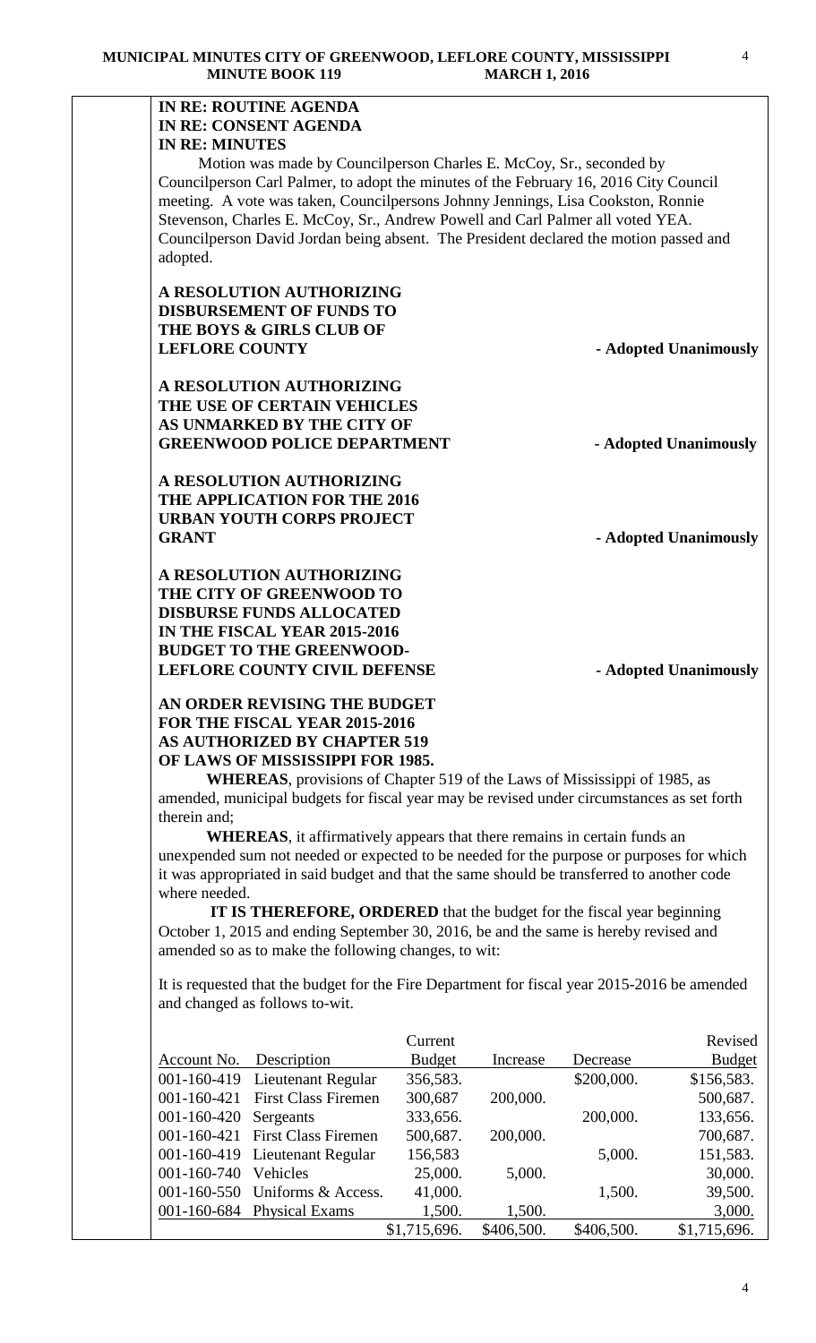**IN RE: ROUTINE AGENDA**
**IN RE: CONSENT AGENDA**
**IN RE: MINUTES**

Motion was made by Councilperson Charles E. McCoy, Sr., seconded by Councilperson Carl Palmer, to adopt the minutes of the February 16, 2016 City Council meeting. A vote was taken, Councilpersons Johnny Jennings, Lisa Cookston, Ronnie Stevenson, Charles E. McCoy, Sr., Andrew Powell and Carl Palmer all voted YEA. Councilperson David Jordan being absent. The President declared the motion passed and adopted.

**A RESOLUTION AUTHORIZING DISBURSEMENT OF FUNDS TO THE BOYS & GIRLS CLUB OF LEFLORE COUNTY** - **Adopted Unanimously**

**A RESOLUTION AUTHORIZING THE USE OF CERTAIN VEHICLES AS UNMARKED BY THE CITY OF GREENWOOD POLICE DEPARTMENT** - **Adopted Unanimously**

**A RESOLUTION AUTHORIZING THE APPLICATION FOR THE 2016 URBAN YOUTH CORPS PROJECT GRANT** - **Adopted Unanimously**

**A RESOLUTION AUTHORIZING THE CITY OF GREENWOOD TO DISBURSE FUNDS ALLOCATED IN THE FISCAL YEAR 2015-2016 BUDGET TO THE GREENWOOD-LEFLORE COUNTY CIVIL DEFENSE** - **Adopted Unanimously**

**AN ORDER REVISING THE BUDGET FOR THE FISCAL YEAR 2015-2016 AS AUTHORIZED BY CHAPTER 519 OF LAWS OF MISSISSIPPI FOR 1985.**

**WHEREAS**, provisions of Chapter 519 of the Laws of Mississippi of 1985, as amended, municipal budgets for fiscal year may be revised under circumstances as set forth therein and;

**WHEREAS**, it affirmatively appears that there remains in certain funds an unexpended sum not needed or expected to be needed for the purpose or purposes for which it was appropriated in said budget and that the same should be transferred to another code where needed.

**IT IS THEREFORE, ORDERED** that the budget for the fiscal year beginning October 1, 2015 and ending September 30, 2016, be and the same is hereby revised and amended so as to make the following changes, to wit:

It is requested that the budget for the Fire Department for fiscal year 2015-2016 be amended and changed as follows to-wit.

| Account No. | Description | Current Budget | Increase | Decrease | Revised Budget |
|---|---|---|---|---|---|
| 001-160-419 | Lieutenant Regular | 356,583. | | \$200,000. | \$156,583. |
| 001-160-421 | First Class Firemen | 300,687 | 200,000. | | 500,687. |
| 001-160-420 | Sergeants | 333,656. | | 200,000. | 133,656. |
| 001-160-421 | First Class Firemen | 500,687. | 200,000. | | 700,687. |
| 001-160-419 | Lieutenant Regular | 156,583 | | 5,000. | 151,583. |
| 001-160-740 | Vehicles | 25,000. | 5,000. | | 30,000. |
| 001-160-550 | Uniforms & Access. | 41,000. | | 1,500. | 39,500. |
| 001-160-684 | Physical Exams | 1,500. | 1,500. | | 3,000. |
| | | \$1,715,696. | \$406,500. | \$406,500. | \$1,715,696. |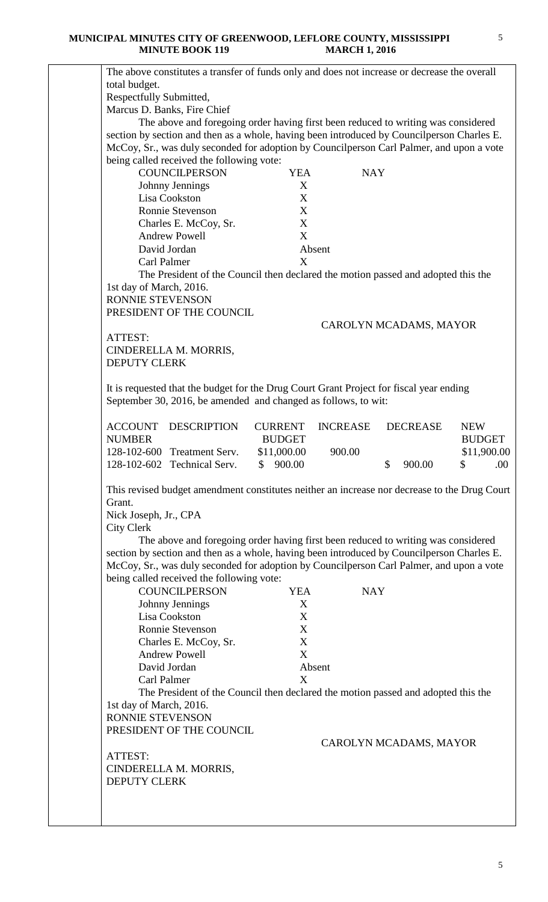The above constitutes a transfer of funds only and does not increase or decrease the overall total budget.

Respectfully Submitted,
Marcus D. Banks, Fire Chief

The above and foregoing order having first been reduced to writing was considered section by section and then as a whole, having been introduced by Councilperson Charles E. McCoy, Sr., was duly seconded for adoption by Councilperson Carl Palmer, and upon a vote being called received the following vote:

| COUNCILPERSON | YEA | NAY |
|---|---|---|
| Johnny Jennings | X | |
| Lisa Cookston | X | |
| Ronnie Stevenson | X | |
| Charles E. McCoy, Sr. | X | |
| Andrew Powell | X | |
| David Jordan | Absent | |
| Carl Palmer | X | |

The President of the Council then declared the motion passed and adopted this the 1st day of March, 2016.

RONNIE STEVENSON
PRESIDENT OF THE COUNCIL

CAROLYN MCADAMS, MAYOR

ATTEST:
CINDERELLA M. MORRIS,
DEPUTY CLERK

It is requested that the budget for the Drug Court Grant Project for fiscal year ending September 30, 2016, be amended and changed as follows, to wit:

| ACCOUNT NUMBER | DESCRIPTION | CURRENT BUDGET | INCREASE | DECREASE | NEW BUDGET |
|---|---|---|---|---|---|
| 128-102-600 | Treatment Serv. | $11,000.00 | 900.00 | | $11,900.00 |
| 128-102-602 | Technical Serv. | $ 900.00 | | $ 900.00 | $ .00 |

This revised budget amendment constitutes neither an increase nor decrease to the Drug Court Grant.

Nick Joseph, Jr., CPA
City Clerk

The above and foregoing order having first been reduced to writing was considered section by section and then as a whole, having been introduced by Councilperson Charles E. McCoy, Sr., was duly seconded for adoption by Councilperson Carl Palmer, and upon a vote being called received the following vote:

| COUNCILPERSON | YEA | NAY |
|---|---|---|
| Johnny Jennings | X | |
| Lisa Cookston | X | |
| Ronnie Stevenson | X | |
| Charles E. McCoy, Sr. | X | |
| Andrew Powell | X | |
| David Jordan | Absent | |
| Carl Palmer | X | |

The President of the Council then declared the motion passed and adopted this the 1st day of March, 2016.

RONNIE STEVENSON
PRESIDENT OF THE COUNCIL

CAROLYN MCADAMS, MAYOR

ATTEST:
CINDERELLA M. MORRIS,
DEPUTY CLERK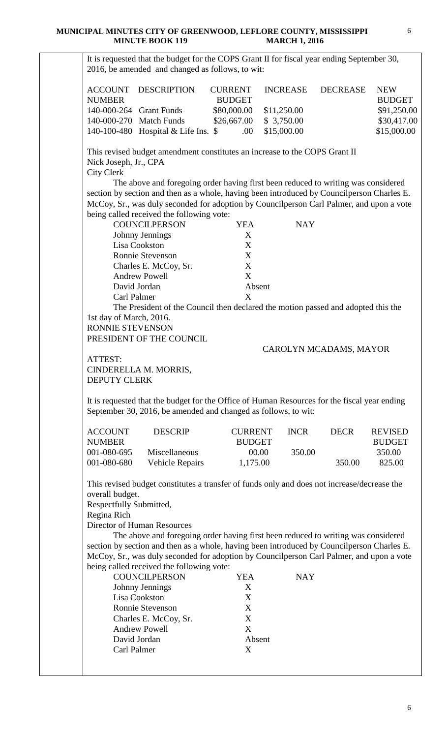It is requested that the budget for the COPS Grant II for fiscal year ending September 30, 2016, be amended and changed as follows, to wit:

| ACCOUNT NUMBER | DESCRIPTION | CURRENT BUDGET | INCREASE | DECREASE | NEW BUDGET |
|---|---|---|---|---|---|
| 140-000-264 | Grant Funds | $80,000.00 | $11,250.00 | | $91,250.00 |
| 140-000-270 | Match Funds | $26,667.00 | $ 3,750.00 | | $30,417.00 |
| 140-100-480 | Hospital & Life Ins. | $ .00 | $15,000.00 | | $15,000.00 |

This revised budget amendment constitutes an increase to the COPS Grant II
Nick Joseph, Jr., CPA
City Clerk

The above and foregoing order having first been reduced to writing was considered section by section and then as a whole, having been introduced by Councilperson Charles E. McCoy, Sr., was duly seconded for adoption by Councilperson Carl Palmer, and upon a vote being called received the following vote:

| COUNCILPERSON | YEA | NAY |
|---|---|---|
| Johnny Jennings | X | |
| Lisa Cookston | X | |
| Ronnie Stevenson | X | |
| Charles E. McCoy, Sr. | X | |
| Andrew Powell | X | |
| David Jordan | Absent | |
| Carl Palmer | X | |

The President of the Council then declared the motion passed and adopted this the 1st day of March, 2016.

RONNIE STEVENSON
PRESIDENT OF THE COUNCIL

CAROLYN MCADAMS, MAYOR

ATTEST:
CINDERELLA M. MORRIS,
DEPUTY CLERK

It is requested that the budget for the Office of Human Resources for the fiscal year ending September 30, 2016, be amended and changed as follows, to wit:

| ACCOUNT NUMBER | DESCRIP | CURRENT BUDGET | INCR | DECR | REVISED BUDGET |
|---|---|---|---|---|---|
| 001-080-695 | Miscellaneous | 00.00 | 350.00 | | 350.00 |
| 001-080-680 | Vehicle Repairs | 1,175.00 | | 350.00 | 825.00 |

This revised budget constitutes a transfer of funds only and does not increase/decrease the overall budget.

Respectfully Submitted,
Regina Rich
Director of Human Resources

The above and foregoing order having first been reduced to writing was considered section by section and then as a whole, having been introduced by Councilperson Charles E. McCoy, Sr., was duly seconded for adoption by Councilperson Carl Palmer, and upon a vote being called received the following vote:

| COUNCILPERSON | YEA | NAY |
|---|---|---|
| Johnny Jennings | X | |
| Lisa Cookston | X | |
| Ronnie Stevenson | X | |
| Charles E. McCoy, Sr. | X | |
| Andrew Powell | X | |
| David Jordan | Absent | |
| Carl Palmer | X | |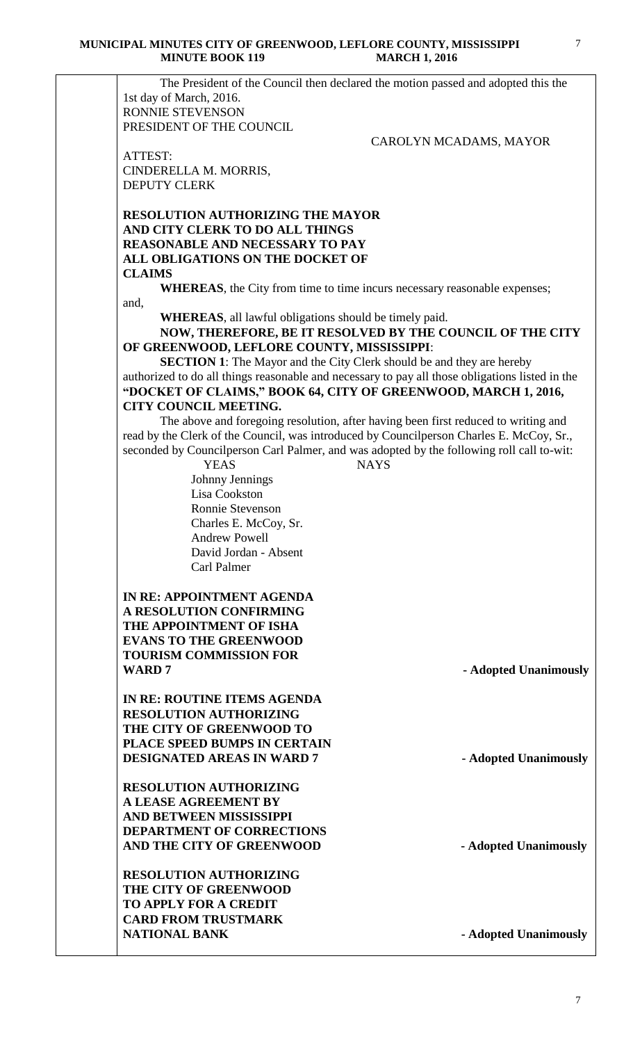The President of the Council then declared the motion passed and adopted this the 1st day of March, 2016.

RONNIE STEVENSON
PRESIDENT OF THE COUNCIL

CAROLYN MCADAMS, MAYOR

ATTEST:
CINDERELLA M. MORRIS,
DEPUTY CLERK

**RESOLUTION AUTHORIZING THE MAYOR AND CITY CLERK TO DO ALL THINGS REASONABLE AND NECESSARY TO PAY ALL OBLIGATIONS ON THE DOCKET OF CLAIMS**

**WHEREAS**, the City from time to time incurs necessary reasonable expenses; and,

**WHEREAS**, all lawful obligations should be timely paid.

**NOW, THEREFORE, BE IT RESOLVED BY THE COUNCIL OF THE CITY OF GREENWOOD, LEFLORE COUNTY, MISSISSIPPI**:

**SECTION 1**: The Mayor and the City Clerk should be and they are hereby authorized to do all things reasonable and necessary to pay all those obligations listed in the **"DOCKET OF CLAIMS," BOOK 64, CITY OF GREENWOOD, MARCH 1, 2016, CITY COUNCIL MEETING.**

The above and foregoing resolution, after having been first reduced to writing and read by the Clerk of the Council, was introduced by Councilperson Charles E. McCoy, Sr., seconded by Councilperson Carl Palmer, and was adopted by the following roll call to-wit:

| YEAS | NAYS |
|---|---|
| Johnny Jennings | |
| Lisa Cookston | |
| Ronnie Stevenson | |
| Charles E. McCoy, Sr. | |
| Andrew Powell | |
| David Jordan - Absent | |
| Carl Palmer | |

**IN RE: APPOINTMENT AGENDA**
**A RESOLUTION CONFIRMING THE APPOINTMENT OF ISHA EVANS TO THE GREENWOOD TOURISM COMMISSION FOR WARD 7** **- Adopted Unanimously**

**IN RE: ROUTINE ITEMS AGENDA**
**RESOLUTION AUTHORIZING THE CITY OF GREENWOOD TO PLACE SPEED BUMPS IN CERTAIN DESIGNATED AREAS IN WARD 7** **- Adopted Unanimously**

**RESOLUTION AUTHORIZING A LEASE AGREEMENT BY AND BETWEEN MISSISSIPPI DEPARTMENT OF CORRECTIONS AND THE CITY OF GREENWOOD** **- Adopted Unanimously**

**RESOLUTION AUTHORIZING THE CITY OF GREENWOOD TO APPLY FOR A CREDIT CARD FROM TRUSTMARK NATIONAL BANK** **- Adopted Unanimously**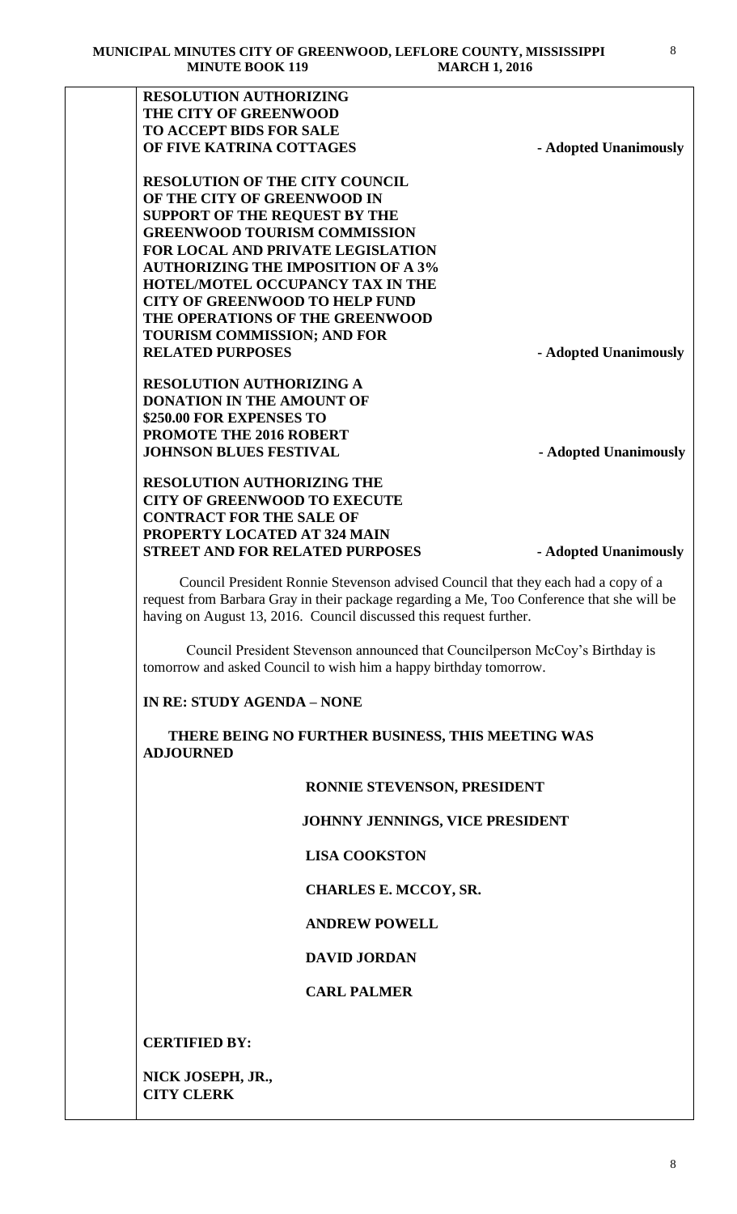**RESOLUTION AUTHORIZING THE CITY OF GREENWOOD TO ACCEPT BIDS FOR SALE OF FIVE KATRINA COTTAGES** **- Adopted Unanimously**

**RESOLUTION OF THE CITY COUNCIL OF THE CITY OF GREENWOOD IN SUPPORT OF THE REQUEST BY THE GREENWOOD TOURISM COMMISSION FOR LOCAL AND PRIVATE LEGISLATION AUTHORIZING THE IMPOSITION OF A 3% HOTEL/MOTEL OCCUPANCY TAX IN THE CITY OF GREENWOOD TO HELP FUND THE OPERATIONS OF THE GREENWOOD TOURISM COMMISSION; AND FOR RELATED PURPOSES** **- Adopted Unanimously**

**RESOLUTION AUTHORIZING A DONATION IN THE AMOUNT OF $250.00 FOR EXPENSES TO PROMOTE THE 2016 ROBERT JOHNSON BLUES FESTIVAL** **- Adopted Unanimously**

**RESOLUTION AUTHORIZING THE CITY OF GREENWOOD TO EXECUTE CONTRACT FOR THE SALE OF PROPERTY LOCATED AT 324 MAIN STREET AND FOR RELATED PURPOSES** **- Adopted Unanimously**

Council President Ronnie Stevenson advised Council that they each had a copy of a request from Barbara Gray in their package regarding a Me, Too Conference that she will be having on August 13, 2016. Council discussed this request further.

Council President Stevenson announced that Councilperson McCoy's Birthday is tomorrow and asked Council to wish him a happy birthday tomorrow.

**IN RE: STUDY AGENDA – NONE**

**THERE BEING NO FURTHER BUSINESS, THIS MEETING WAS ADJOURNED**

**RONNIE STEVENSON, PRESIDENT**

**JOHNNY JENNINGS, VICE PRESIDENT**

**LISA COOKSTON**

**CHARLES E. MCCOY, SR.**

**ANDREW POWELL**

**DAVID JORDAN**

**CARL PALMER**

**CERTIFIED BY:**

**NICK JOSEPH, JR.,**
**CITY CLERK**